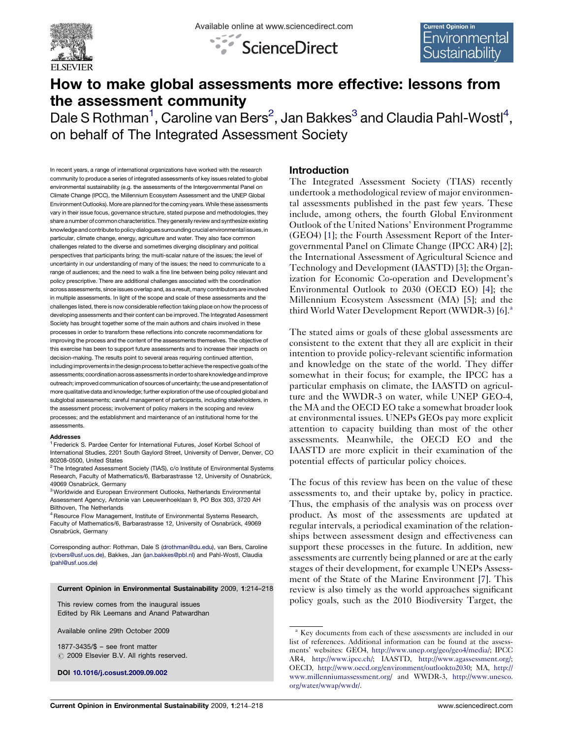# How to make global assessments more effective: lessons from the assessment community

Dale S Rothman[1], Caroline van Bers[2], Jan Bakkes[3] and Claudia Pahl-Wostl[4], on behalf of The Integrated Assessment Society

In recent years, a range of international organizations have worked with the research community to produce a series of integrated assessments of key issues related to global environmental sustainability (e.g. the assessments of the Intergovernmental Panel on Climate Change (IPCC), the Millennium Ecosystem Assessment and the UNEP Global Environment Outlooks). More are planned for the coming years. While these assessments vary in their issue focus, governance structure, stated purpose and methodologies, they share a number of common characteristics. They generally review and synthesize existing knowledge and contribute to policy dialogues surrounding crucial environmental issues, in particular, climate change, energy, agriculture and water. They also face common challenges related to the diverse and sometimes diverging disciplinary and political perspectives that participants bring; the multi-scalar nature of the issues; the level of uncertainty in our understanding of many of the issues; the need to communicate to a range of audiences; and the need to walk a fine line between being policy relevant and policy prescriptive. There are additional challenges associated with the coordination across assessments, since issues overlap and, as a result, many contributors are involved in multiple assessments. In light of the scope and scale of these assessments and the challenges listed, there is now considerable reflection taking place on how the process of developing assessments and their content can be improved. The Integrated Assessment Society has brought together some of the main authors and chairs involved in these processes in order to transform these reflections into concrete recommendations for improving the process and the content of the assessments themselves. The objective of this exercise has been to support future assessments and to increase their impacts on decision-making. The results point to several areas requiring continued attention, including improvements in the design process to better achieve the respective goals of the assessments; coordination across assessments in order to share knowledge and improve outreach; improved communication of sources of uncertainty; the use and presentation of more qualitative data and knowledge; further exploration of the use of coupled global and subglobal assessments; careful management of participants, including stakeholders, in the assessment process; involvement of policy makers in the scoping and review processes; and the establishment and maintenance of an institutional home for the assessments.

**Addresses**

[1] Frederick S. Pardee Center for International Futures, Josef Korbel School of International Studies, 2201 South Gaylord Street, University of Denver, Denver, CO 80208-0500, United States

[2] The Integrated Assessment Society (TIAS), c/o Institute of Environmental Systems Research, Faculty of Mathematics/6, Barbarastrasse 12, University of Osnabrück, 49069 Osnabrück, Germany

[3] Worldwide and European Environment Outlooks, Netherlands Environmental Assessment Agency, Antonie van Leeuwenhoeklaan 9, PO Box 303, 3720 AH Bilthoven, The Netherlands

[4] Resource Flow Management, Institute of Environmental Systems Research, Faculty of Mathematics/6, Barbarastrasse 12, University of Osnabrück, 49069 Osnabrück, Germany

Corresponding author: Rothman, Dale S (drothman@du.edu), van Bers, Caroline (cvbers@usf.uos.de), Bakkes, Jan (jan.bakkes@pbl.nl) and Pahl-Wostl, Claudia (pahl@usf.uos.de)

**Current Opinion in Environmental Sustainability** 2009, **1**:214–218

This review comes from the inaugural issues
Edited by Rik Leemans and Anand Patwardhan

Available online 29th October 2009

1877-3435/$ – see front matter
© 2009 Elsevier B.V. All rights reserved.

DOI 10.1016/j.cosust.2009.09.002

## Introduction

The Integrated Assessment Society (TIAS) recently undertook a methodological review of major environmental assessments published in the past few years. These include, among others, the fourth Global Environment Outlook of the United Nations' Environment Programme (GEO4) [1]; the Fourth Assessment Report of the Intergovernmental Panel on Climate Change (IPCC AR4) [2]; the International Assessment of Agricultural Science and Technology and Development (IAASTD) [3]; the Organization for Economic Co-operation and Development's Environmental Outlook to 2030 (OECD EO) [4]; the Millennium Ecosystem Assessment (MA) [5]; and the third World Water Development Report (WWDR-3) [6].[a]

The stated aims or goals of these global assessments are consistent to the extent that they all are explicit in their intention to provide policy-relevant scientific information and knowledge on the state of the world. They differ somewhat in their focus; for example, the IPCC has a particular emphasis on climate, the IAASTD on agriculture and the WWDR-3 on water, while UNEP GEO-4, the MA and the OECD EO take a somewhat broader look at environmental issues. UNEPs GEOs pay more explicit attention to capacity building than most of the other assessments. Meanwhile, the OECD EO and the IAASTD are more explicit in their examination of the potential effects of particular policy choices.

The focus of this review has been on the value of these assessments to, and their uptake by, policy in practice. Thus, the emphasis of the analysis was on process over product. As most of the assessments are updated at regular intervals, a periodical examination of the relationships between assessment design and effectiveness can support these processes in the future. In addition, new assessments are currently being planned or are at the early stages of their development, for example UNEPs Assessment of the State of the Marine Environment [7]. This review is also timely as the world approaches significant policy goals, such as the 2010 Biodiversity Target, the

[a] Key documents from each of these assessments are included in our list of references. Additional information can be found at the assessments' websites: GEO4, http://www.unep.org/geo/geo4/media/; IPCC AR4, http://www.ipcc.ch/; IAASTD, http://www.agassessment.org/; OECD, http://www.oecd.org/environment/outlookto2030; MA, http://www.millenniumassessment.org/ and WWDR-3, http://www.unesco.org/water/wwap/wwdr/.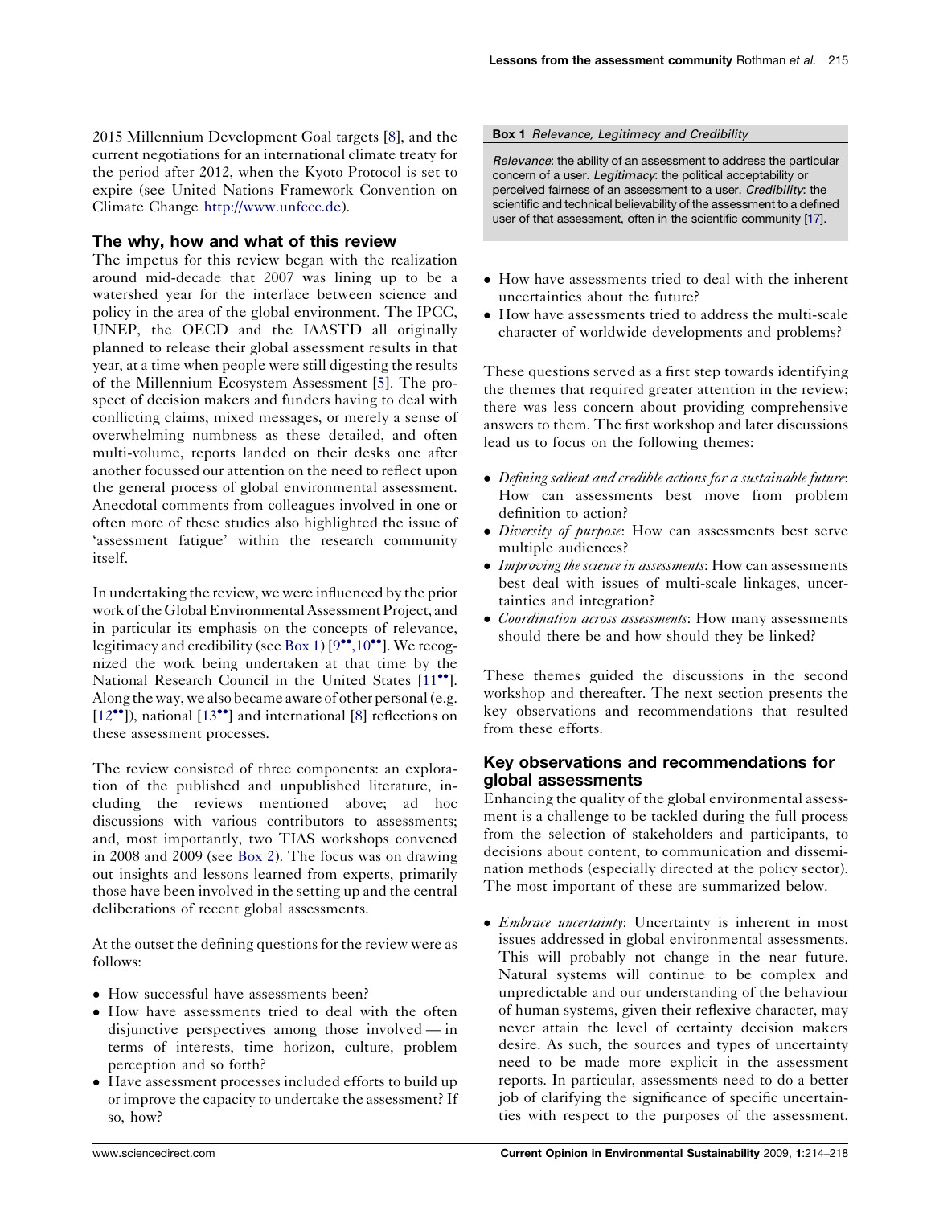2015 Millennium Development Goal targets [8], and the current negotiations for an international climate treaty for the period after 2012, when the Kyoto Protocol is set to expire (see United Nations Framework Convention on Climate Change http://www.unfccc.de).

## The why, how and what of this review

The impetus for this review began with the realization around mid-decade that 2007 was lining up to be a watershed year for the interface between science and policy in the area of the global environment. The IPCC, UNEP, the OECD and the IAASTD all originally planned to release their global assessment results in that year, at a time when people were still digesting the results of the Millennium Ecosystem Assessment [5]. The prospect of decision makers and funders having to deal with conflicting claims, mixed messages, or merely a sense of overwhelming numbness as these detailed, and often multi-volume, reports landed on their desks one after another focussed our attention on the need to reflect upon the general process of global environmental assessment. Anecdotal comments from colleagues involved in one or often more of these studies also highlighted the issue of 'assessment fatigue' within the research community itself.

In undertaking the review, we were influenced by the prior work of the Global Environmental Assessment Project, and in particular its emphasis on the concepts of relevance, legitimacy and credibility (see Box 1) [9••,10••]. We recognized the work being undertaken at that time by the National Research Council in the United States [11••]. Along the way, we also became aware of other personal (e.g. [12••]), national [13••] and international [8] reflections on these assessment processes.

The review consisted of three components: an exploration of the published and unpublished literature, including the reviews mentioned above; ad hoc discussions with various contributors to assessments; and, most importantly, two TIAS workshops convened in 2008 and 2009 (see Box 2). The focus was on drawing out insights and lessons learned from experts, primarily those have been involved in the setting up and the central deliberations of recent global assessments.

At the outset the defining questions for the review were as follows:

- How successful have assessments been?
- How have assessments tried to deal with the often disjunctive perspectives among those involved — in terms of interests, time horizon, culture, problem perception and so forth?
- Have assessment processes included efforts to build up or improve the capacity to undertake the assessment? If so, how?

**Box 1** *Relevance, Legitimacy and Credibility*

*Relevance*: the ability of an assessment to address the particular concern of a user. *Legitimacy*: the political acceptability or perceived fairness of an assessment to a user. *Credibility*: the scientific and technical believability of the assessment to a defined user of that assessment, often in the scientific community [17].

- How have assessments tried to deal with the inherent uncertainties about the future?
- How have assessments tried to address the multi-scale character of worldwide developments and problems?

These questions served as a first step towards identifying the themes that required greater attention in the review; there was less concern about providing comprehensive answers to them. The first workshop and later discussions lead us to focus on the following themes:

- *Defining salient and credible actions for a sustainable future*: How can assessments best move from problem definition to action?
- *Diversity of purpose*: How can assessments best serve multiple audiences?
- *Improving the science in assessments*: How can assessments best deal with issues of multi-scale linkages, uncertainties and integration?
- *Coordination across assessments*: How many assessments should there be and how should they be linked?

These themes guided the discussions in the second workshop and thereafter. The next section presents the key observations and recommendations that resulted from these efforts.

## Key observations and recommendations for global assessments

Enhancing the quality of the global environmental assessment is a challenge to be tackled during the full process from the selection of stakeholders and participants, to decisions about content, to communication and dissemination methods (especially directed at the policy sector). The most important of these are summarized below.

- *Embrace uncertainty*: Uncertainty is inherent in most issues addressed in global environmental assessments. This will probably not change in the near future. Natural systems will continue to be complex and unpredictable and our understanding of the behaviour of human systems, given their reflexive character, may never attain the level of certainty decision makers desire. As such, the sources and types of uncertainty need to be made more explicit in the assessment reports. In particular, assessments need to do a better job of clarifying the significance of specific uncertainties with respect to the purposes of the assessment.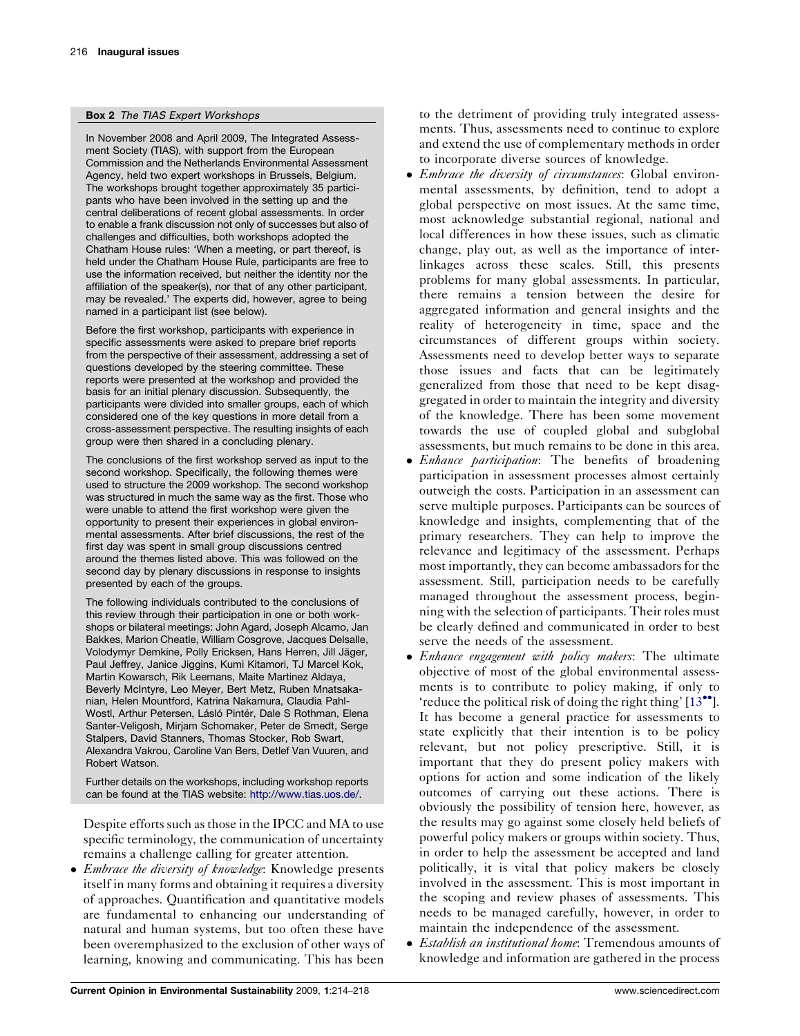**Box 2** *The TIAS Expert Workshops*

In November 2008 and April 2009, The Integrated Assessment Society (TIAS), with support from the European Commission and the Netherlands Environmental Assessment Agency, held two expert workshops in Brussels, Belgium. The workshops brought together approximately 35 participants who have been involved in the setting up and the central deliberations of recent global assessments. In order to enable a frank discussion not only of successes but also of challenges and difficulties, both workshops adopted the Chatham House rules: 'When a meeting, or part thereof, is held under the Chatham House Rule, participants are free to use the information received, but neither the identity nor the affiliation of the speaker(s), nor that of any other participant, may be revealed.' The experts did, however, agree to being named in a participant list (see below).

Before the first workshop, participants with experience in specific assessments were asked to prepare brief reports from the perspective of their assessment, addressing a set of questions developed by the steering committee. These reports were presented at the workshop and provided the basis for an initial plenary discussion. Subsequently, the participants were divided into smaller groups, each of which considered one of the key questions in more detail from a cross-assessment perspective. The resulting insights of each group were then shared in a concluding plenary.

The conclusions of the first workshop served as input to the second workshop. Specifically, the following themes were used to structure the 2009 workshop. The second workshop was structured in much the same way as the first. Those who were unable to attend the first workshop were given the opportunity to present their experiences in global environmental assessments. After brief discussions, the rest of the first day was spent in small group discussions centred around the themes listed above. This was followed on the second day by plenary discussions in response to insights presented by each of the groups.

The following individuals contributed to the conclusions of this review through their participation in one or both workshops or bilateral meetings: John Agard, Joseph Alcamo, Jan Bakkes, Marion Cheatle, William Cosgrove, Jacques Delsalle, Volodymyr Demkine, Polly Ericksen, Hans Herren, Jill Jäger, Paul Jeffrey, Janice Jiggins, Kumi Kitamori, TJ Marcel Kok, Martin Kowarsch, Rik Leemans, Maite Martinez Aldaya, Beverly McIntyre, Leo Meyer, Bert Metz, Ruben Mnatsakanian, Helen Mountford, Katrina Nakamura, Claudia Pahl-Wostl, Arthur Petersen, Lásló Pintér, Dale S Rothman, Elena Santer-Veligosh, Mirjam Schomaker, Peter de Smedt, Serge Stalpers, David Stanners, Thomas Stocker, Rob Swart, Alexandra Vakrou, Caroline Van Bers, Detlef Van Vuuren, and Robert Watson.

Further details on the workshops, including workshop reports can be found at the TIAS website: http://www.tias.uos.de/.

Despite efforts such as those in the IPCC and MA to use specific terminology, the communication of uncertainty remains a challenge calling for greater attention.

- *Embrace the diversity of knowledge*: Knowledge presents itself in many forms and obtaining it requires a diversity of approaches. Quantification and quantitative models are fundamental to enhancing our understanding of natural and human systems, but too often these have been overemphasized to the exclusion of other ways of learning, knowing and communicating. This has been to the detriment of providing truly integrated assessments. Thus, assessments need to continue to explore and extend the use of complementary methods in order to incorporate diverse sources of knowledge.
- *Embrace the diversity of circumstances*: Global environmental assessments, by definition, tend to adopt a global perspective on most issues. At the same time, most acknowledge substantial regional, national and local differences in how these issues, such as climatic change, play out, as well as the importance of interlinkages across these scales. Still, this presents problems for many global assessments. In particular, there remains a tension between the desire for aggregated information and general insights and the reality of heterogeneity in time, space and the circumstances of different groups within society. Assessments need to develop better ways to separate those issues and facts that can be legitimately generalized from those that need to be kept disaggregated in order to maintain the integrity and diversity of the knowledge. There has been some movement towards the use of coupled global and subglobal assessments, but much remains to be done in this area.
- *Enhance participation*: The benefits of broadening participation in assessment processes almost certainly outweigh the costs. Participation in an assessment can serve multiple purposes. Participants can be sources of knowledge and insights, complementing that of the primary researchers. They can help to improve the relevance and legitimacy of the assessment. Perhaps most importantly, they can become ambassadors for the assessment. Still, participation needs to be carefully managed throughout the assessment process, beginning with the selection of participants. Their roles must be clearly defined and communicated in order to best serve the needs of the assessment.
- *Enhance engagement with policy makers*: The ultimate objective of most of the global environmental assessments is to contribute to policy making, if only to 'reduce the political risk of doing the right thing' [13••]. It has become a general practice for assessments to state explicitly that their intention is to be policy relevant, but not policy prescriptive. Still, it is important that they do present policy makers with options for action and some indication of the likely outcomes of carrying out these actions. There is obviously the possibility of tension here, however, as the results may go against some closely held beliefs of powerful policy makers or groups within society. Thus, in order to help the assessment be accepted and land politically, it is vital that policy makers be closely involved in the assessment. This is most important in the scoping and review phases of assessments. This needs to be managed carefully, however, in order to maintain the independence of the assessment.
- *Establish an institutional home*: Tremendous amounts of knowledge and information are gathered in the process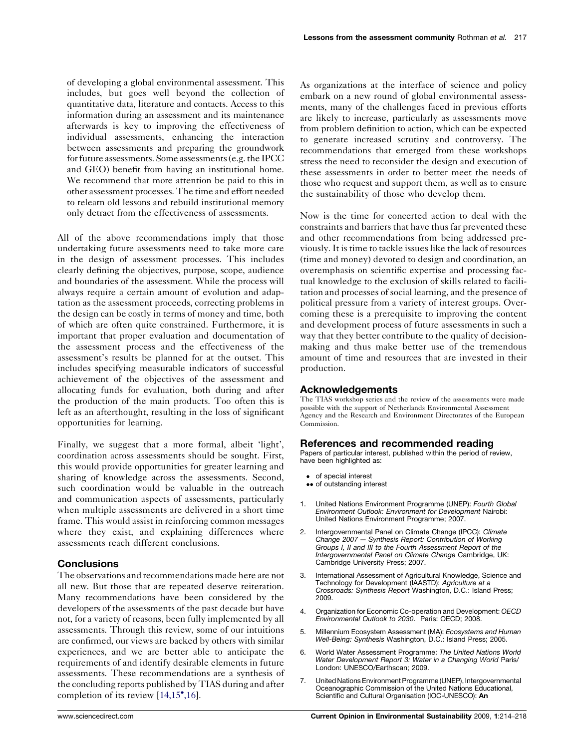of developing a global environmental assessment. This includes, but goes well beyond the collection of quantitative data, literature and contacts. Access to this information during an assessment and its maintenance afterwards is key to improving the effectiveness of individual assessments, enhancing the interaction between assessments and preparing the groundwork for future assessments. Some assessments (e.g. the IPCC and GEO) benefit from having an institutional home. We recommend that more attention be paid to this in other assessment processes. The time and effort needed to relearn old lessons and rebuild institutional memory only detract from the effectiveness of assessments.

All of the above recommendations imply that those undertaking future assessments need to take more care in the design of assessment processes. This includes clearly defining the objectives, purpose, scope, audience and boundaries of the assessment. While the process will always require a certain amount of evolution and adaptation as the assessment proceeds, correcting problems in the design can be costly in terms of money and time, both of which are often quite constrained. Furthermore, it is important that proper evaluation and documentation of the assessment process and the effectiveness of the assessment's results be planned for at the outset. This includes specifying measurable indicators of successful achievement of the objectives of the assessment and allocating funds for evaluation, both during and after the production of the main products. Too often this is left as an afterthought, resulting in the loss of significant opportunities for learning.

Finally, we suggest that a more formal, albeit 'light', coordination across assessments should be sought. First, this would provide opportunities for greater learning and sharing of knowledge across the assessments. Second, such coordination would be valuable in the outreach and communication aspects of assessments, particularly when multiple assessments are delivered in a short time frame. This would assist in reinforcing common messages where they exist, and explaining differences where assessments reach different conclusions.

## Conclusions

The observations and recommendations made here are not all new. But those that are repeated deserve reiteration. Many recommendations have been considered by the developers of the assessments of the past decade but have not, for a variety of reasons, been fully implemented by all assessments. Through this review, some of our intuitions are confirmed, our views are backed by others with similar experiences, and we are better able to anticipate the requirements of and identify desirable elements in future assessments. These recommendations are a synthesis of the concluding reports published by TIAS during and after completion of its review [14,15•,16].

As organizations at the interface of science and policy embark on a new round of global environmental assessments, many of the challenges faced in previous efforts are likely to increase, particularly as assessments move from problem definition to action, which can be expected to generate increased scrutiny and controversy. The recommendations that emerged from these workshops stress the need to reconsider the design and execution of these assessments in order to better meet the needs of those who request and support them, as well as to ensure the sustainability of those who develop them.

Now is the time for concerted action to deal with the constraints and barriers that have thus far prevented these and other recommendations from being addressed previously. It is time to tackle issues like the lack of resources (time and money) devoted to design and coordination, an overemphasis on scientific expertise and processing factual knowledge to the exclusion of skills related to facilitation and processes of social learning, and the presence of political pressure from a variety of interest groups. Overcoming these is a prerequisite to improving the content and development process of future assessments in such a way that they better contribute to the quality of decision-making and thus make better use of the tremendous amount of time and resources that are invested in their production.

## Acknowledgements

The TIAS workshop series and the review of the assessments were made possible with the support of Netherlands Environmental Assessment Agency and the Research and Environment Directorates of the European Commission.

## References and recommended reading

Papers of particular interest, published within the period of review, have been highlighted as:

- • of special interest
- •• of outstanding interest

1. United Nations Environment Programme (UNEP): *Fourth Global Environment Outlook: Environment for Development* Nairobi: United Nations Environment Programme; 2007.
2. Intergovernmental Panel on Climate Change (IPCC): *Climate Change 2007 — Synthesis Report: Contribution of Working Groups I, II and III to the Fourth Assessment Report of the Intergovernmental Panel on Climate Change* Cambridge, UK: Cambridge University Press; 2007.
3. International Assessment of Agricultural Knowledge, Science and Technology for Development (IAASTD): *Agriculture at a Crossroads: Synthesis Report* Washington, D.C.: Island Press; 2009.
4. Organization for Economic Co-operation and Development: *OECD Environmental Outlook to 2030*. Paris: OECD; 2008.
5. Millennium Ecosystem Assessment (MA): *Ecosystems and Human Well-Being: Synthesis* Washington, D.C.: Island Press; 2005.
6. World Water Assessment Programme: *The United Nations World Water Development Report 3: Water in a Changing World* Paris/London: UNESCO/Earthscan; 2009.
7. United Nations Environment Programme (UNEP), Intergovernmental Oceanographic Commission of the United Nations Educational, Scientific and Cultural Organisation (IOC-UNESCO): **An**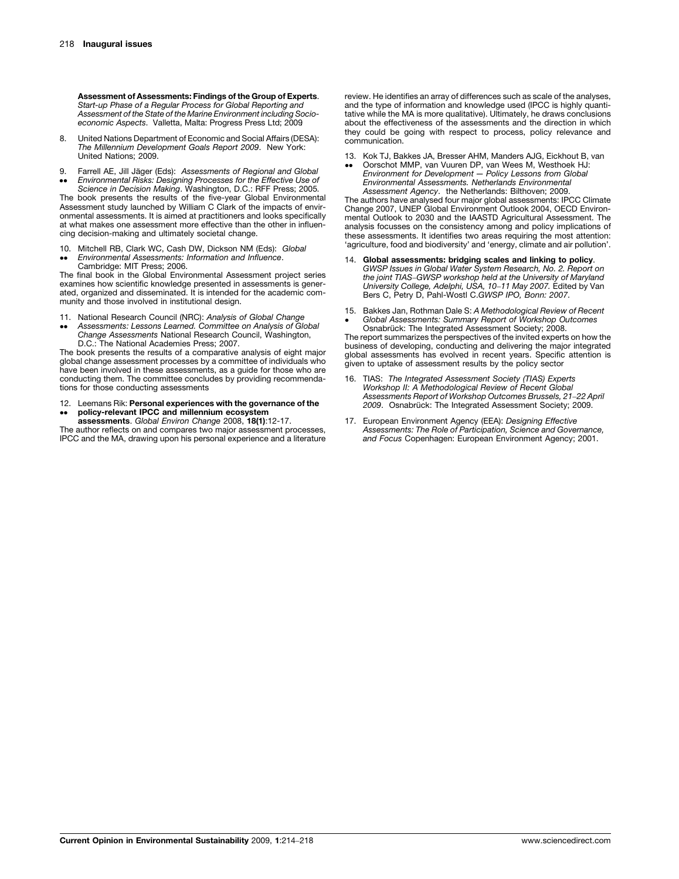**Assessment of Assessments: Findings of the Group of Experts**. *Start-up Phase of a Regular Process for Global Reporting and Assessment of the State of the Marine Environment including Socio-economic Aspects*. Valletta, Malta: Progress Press Ltd; 2009

8. United Nations Department of Economic and Social Affairs (DESA): *The Millennium Development Goals Report 2009*. New York: United Nations; 2009.

9. •• Farrell AE, Jill Jäger (Eds): *Assessments of Regional and Global Environmental Risks: Designing Processes for the Effective Use of Science in Decision Making*. Washington, D.C.: RFF Press; 2005.

The book presents the results of the five-year Global Environmental Assessment study launched by William C Clark of the impacts of environmental assessments. It is aimed at practitioners and looks specifically at what makes one assessment more effective than the other in influencing decision-making and ultimately societal change.

10. •• Mitchell RB, Clark WC, Cash DW, Dickson NM (Eds): *Global Environmental Assessments: Information and Influence*. Cambridge: MIT Press; 2006.

The final book in the Global Environmental Assessment project series examines how scientific knowledge presented in assessments is generated, organized and disseminated. It is intended for the academic community and those involved in institutional design.

11. •• National Research Council (NRC): *Analysis of Global Change Assessments: Lessons Learned. Committee on Analysis of Global Change Assessments* National Research Council, Washington, D.C.: The National Academies Press; 2007.

The book presents the results of a comparative analysis of eight major global change assessment processes by a committee of individuals who have been involved in these assessments, as a guide for those who are conducting them. The committee concludes by providing recommendations for those conducting assessments

12. •• Leemans Rik: **Personal experiences with the governance of the policy-relevant IPCC and millennium ecosystem assessments**. *Global Environ Change* 2008, **18(1)**:12-17.

The author reflects on and compares two major assessment processes, IPCC and the MA, drawing upon his personal experience and a literature review. He identifies an array of differences such as scale of the analyses, and the type of information and knowledge used (IPCC is highly quantitative while the MA is more qualitative). Ultimately, he draws conclusions about the effectiveness of the assessments and the direction in which they could be going with respect to process, policy relevance and communication.

13. •• Kok TJ, Bakkes JA, Bresser AHM, Manders AJG, Eickhout B, van Oorschot MMP, van Vuuren DP, van Wees M, Westhoek HJ: *Environment for Development — Policy Lessons from Global Environmental Assessments. Netherlands Environmental Assessment Agency*. the Netherlands: Bilthoven; 2009.

The authors have analysed four major global assessments: IPCC Climate Change 2007, UNEP Global Environment Outlook 2004, OECD Environmental Outlook to 2030 and the IAASTD Agricultural Assessment. The analysis focusses on the consistency among and policy implications of these assessments. It identifies two areas requiring the most attention: 'agriculture, food and biodiversity' and 'energy, climate and air pollution'.

14. **Global assessments: bridging scales and linking to policy**. *GWSP Issues in Global Water System Research, No. 2. Report on the joint TIAS–GWSP workshop held at the University of Maryland University College, Adelphi, USA, 10–11 May 2007.* Edited by Van Bers C, Petry D, Pahl-Wostl C.*GWSP IPO, Bonn: 2007*.

15. • Bakkes Jan, Rothman Dale S: *A Methodological Review of Recent Global Assessments: Summary Report of Workshop Outcomes* Osnabrück: The Integrated Assessment Society; 2008.

The report summarizes the perspectives of the invited experts on how the business of developing, conducting and delivering the major integrated global assessments has evolved in recent years. Specific attention is given to uptake of assessment results by the policy sector

16. TIAS: *The Integrated Assessment Society (TIAS) Experts Workshop II: A Methodological Review of Recent Global Assessments Report of Workshop Outcomes Brussels, 21–22 April 2009*. Osnabrück: The Integrated Assessment Society; 2009.

17. European Environment Agency (EEA): *Designing Effective Assessments: The Role of Participation, Science and Governance, and Focus* Copenhagen: European Environment Agency; 2001.